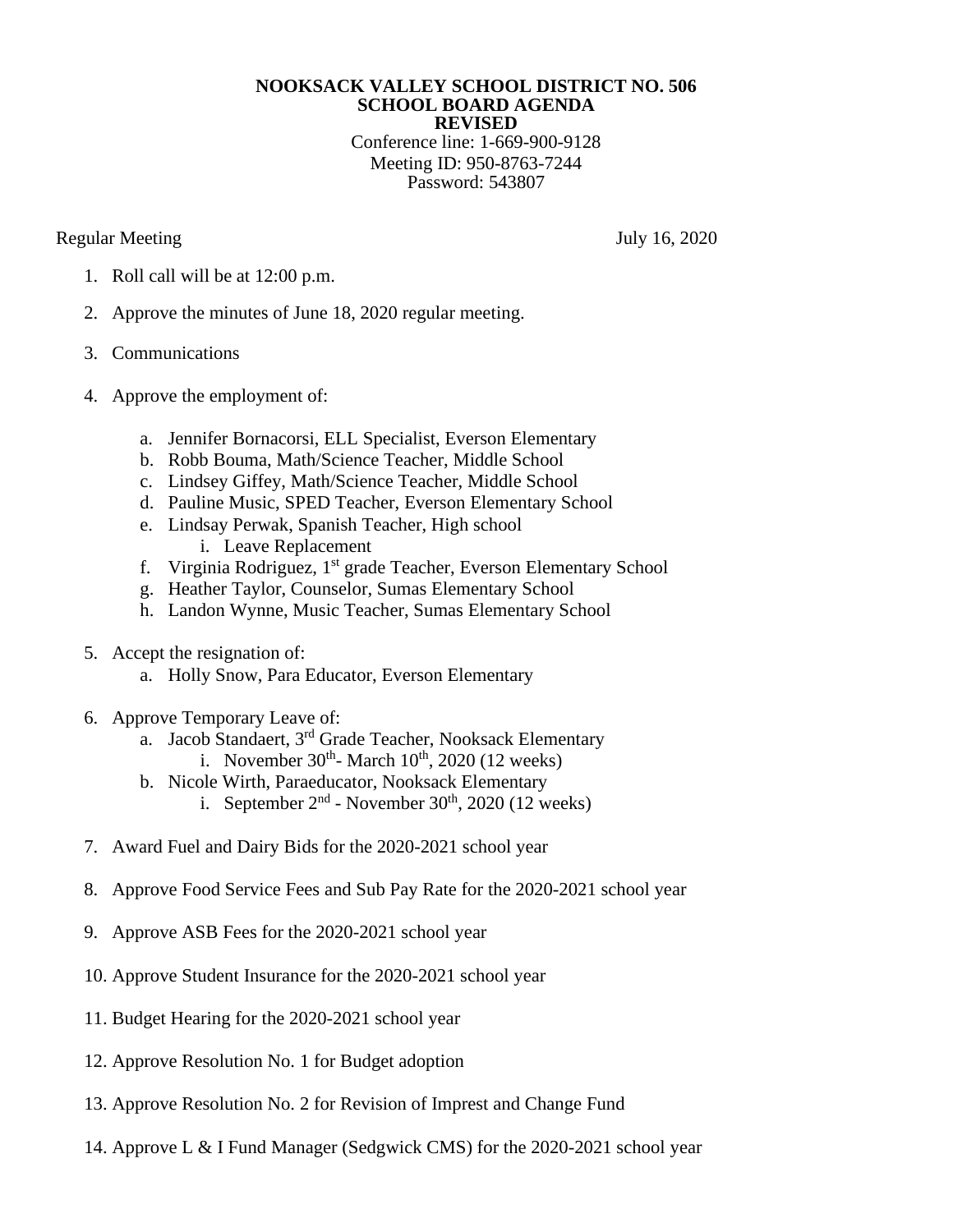**NOOKSACK VALLEY SCHOOL DISTRICT NO. 506**
**SCHOOL BOARD AGENDA**
**REVISED**
Conference line: 1-669-900-9128
Meeting ID: 950-8763-7244
Password: 543807

Regular Meeting July 16, 2020

1. Roll call will be at 12:00 p.m.

2. Approve the minutes of June 18, 2020 regular meeting.

3. Communications

4. Approve the employment of:

   a. Jennifer Bornacorsi, ELL Specialist, Everson Elementary
   b. Robb Bouma, Math/Science Teacher, Middle School
   c. Lindsey Giffey, Math/Science Teacher, Middle School
   d. Pauline Music, SPED Teacher, Everson Elementary School
   e. Lindsay Perwak, Spanish Teacher, High school
      i. Leave Replacement
   f. Virginia Rodriguez, 1st grade Teacher, Everson Elementary School
   g. Heather Taylor, Counselor, Sumas Elementary School
   h. Landon Wynne, Music Teacher, Sumas Elementary School

5. Accept the resignation of:
   a. Holly Snow, Para Educator, Everson Elementary

6. Approve Temporary Leave of:
   a. Jacob Standaert, 3rd Grade Teacher, Nooksack Elementary
      i. November 30th- March 10th, 2020 (12 weeks)
   b. Nicole Wirth, Paraeducator, Nooksack Elementary
      i. September 2nd - November 30th, 2020 (12 weeks)

7. Award Fuel and Dairy Bids for the 2020-2021 school year

8. Approve Food Service Fees and Sub Pay Rate for the 2020-2021 school year

9. Approve ASB Fees for the 2020-2021 school year

10. Approve Student Insurance for the 2020-2021 school year

11. Budget Hearing for the 2020-2021 school year

12. Approve Resolution No. 1 for Budget adoption

13. Approve Resolution No. 2 for Revision of Imprest and Change Fund

14. Approve L & I Fund Manager (Sedgwick CMS) for the 2020-2021 school year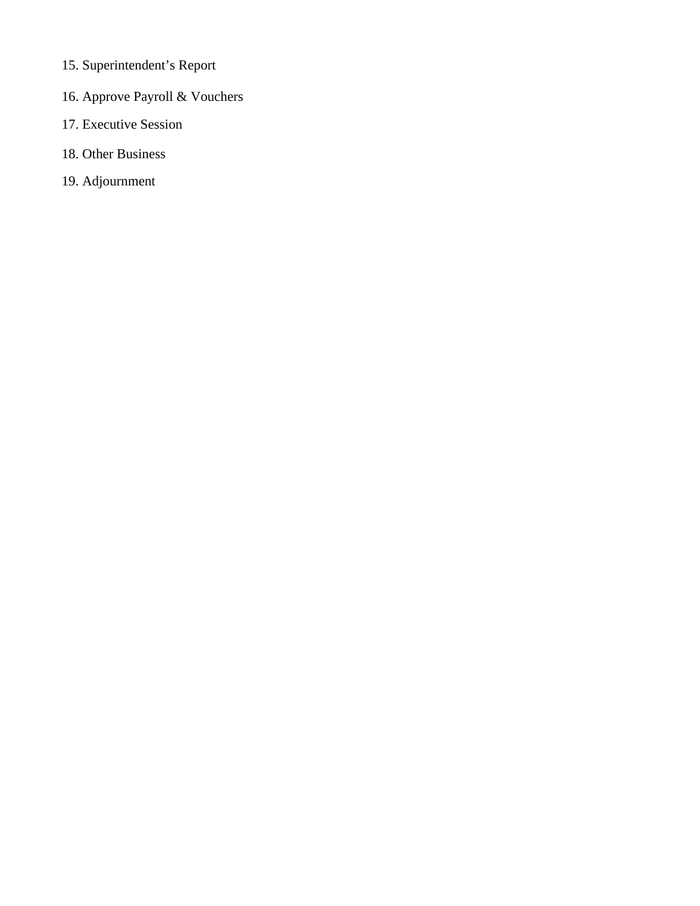15. Superintendent’s Report

16. Approve Payroll & Vouchers

17. Executive Session

18. Other Business

19. Adjournment